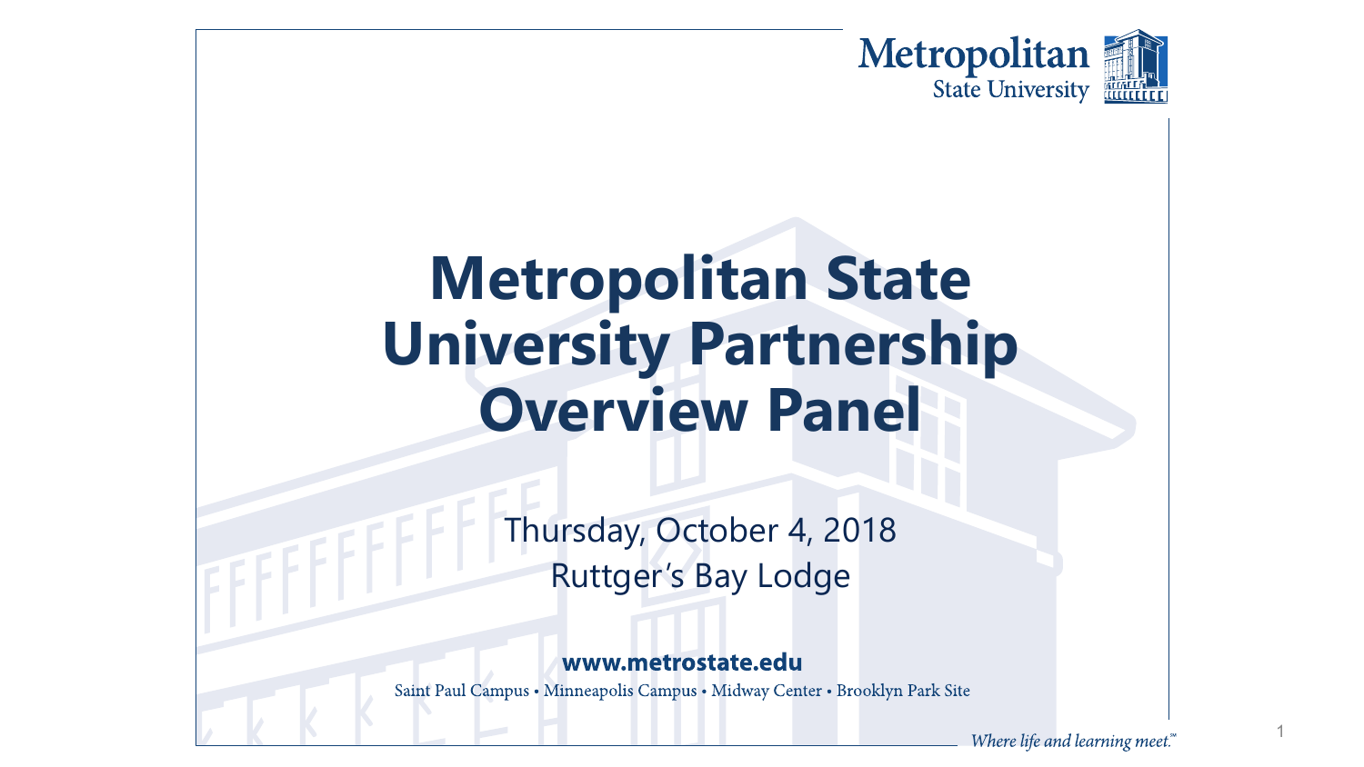Metropolitan State University

# Metropolitan State University Partnership Overview Panel

Thursday, October 4, 2018

Ruttger's Bay Lodge

**www.metrostate.edu**

Saint Paul Campus • Minneapolis Campus • Midway Center • Brooklyn Park Site

*Where life and learning meet.℠*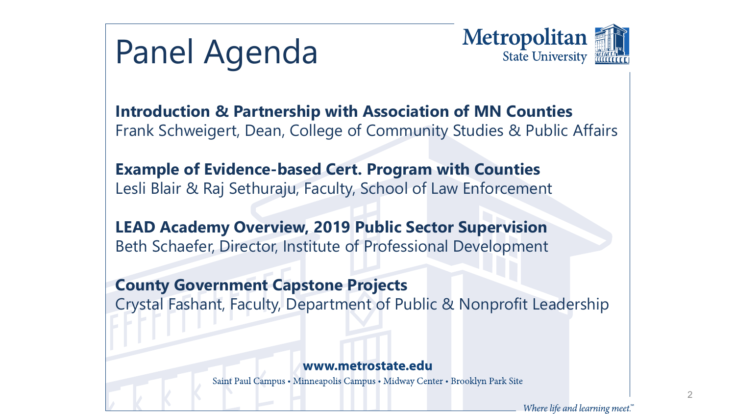# Panel Agenda

Metropolitan State University

**Introduction & Partnership with Association of MN Counties**
Frank Schweigert, Dean, College of Community Studies & Public Affairs

**Example of Evidence-based Cert. Program with Counties**
Lesli Blair & Raj Sethuraju, Faculty, School of Law Enforcement

**LEAD Academy Overview, 2019 Public Sector Supervision**
Beth Schaefer, Director, Institute of Professional Development

**County Government Capstone Projects**
Crystal Fashant, Faculty, Department of Public & Nonprofit Leadership

**www.metrostate.edu**
Saint Paul Campus • Minneapolis Campus • Midway Center • Brooklyn Park Site

*Where life and learning meet.*℠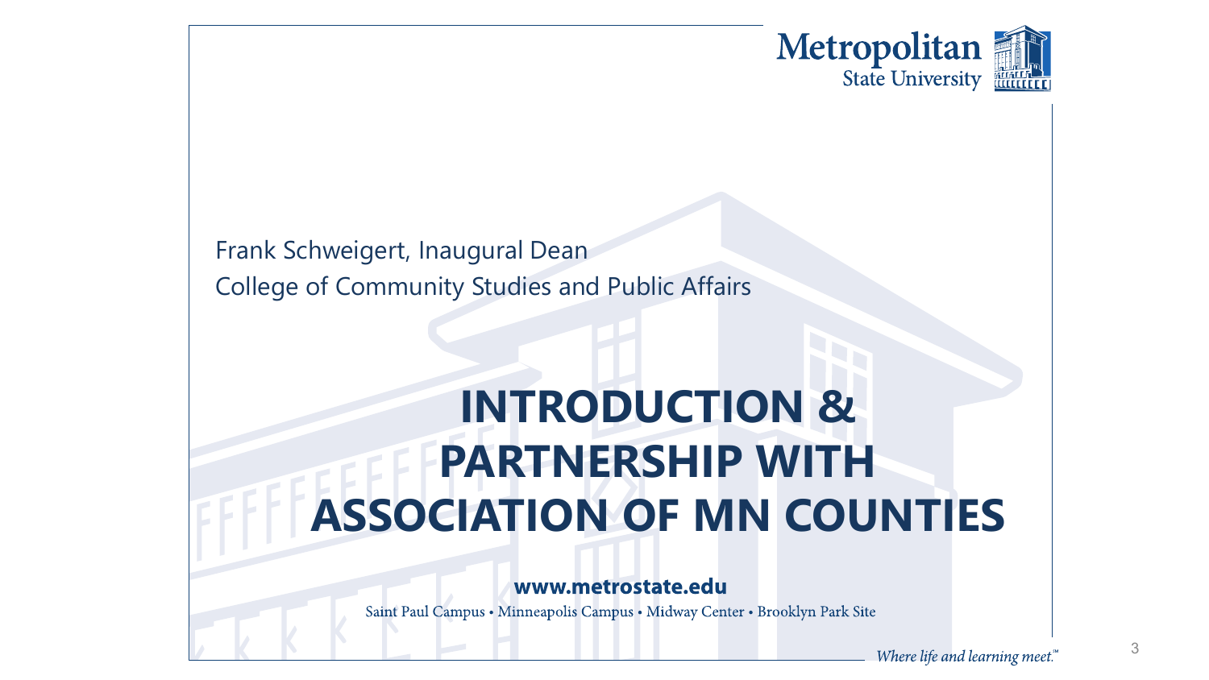Frank Schweigert, Inaugural Dean
College of Community Studies and Public Affairs

# INTRODUCTION & PARTNERSHIP WITH ASSOCIATION OF MN COUNTIES

**www.metrostate.edu**

Saint Paul Campus • Minneapolis Campus • Midway Center • Brooklyn Park Site

*Where life and learning meet.*™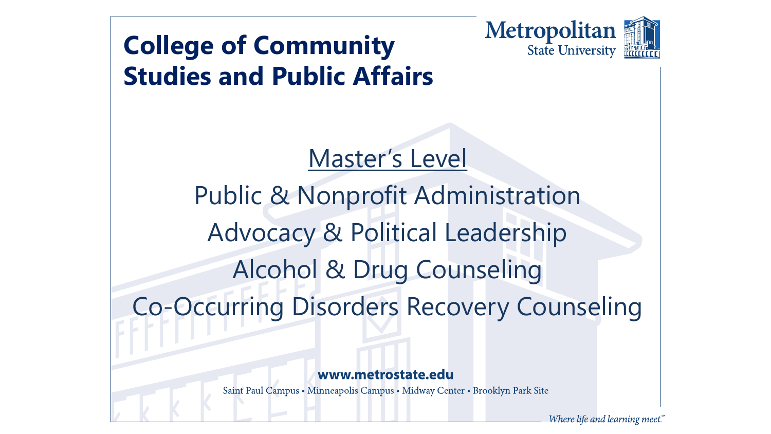# College of Community Studies and Public Affairs

Metropolitan State University

## Master's Level

Public & Nonprofit Administration

Advocacy & Political Leadership

Alcohol & Drug Counseling

Co-Occurring Disorders Recovery Counseling

**www.metrostate.edu**

Saint Paul Campus • Minneapolis Campus • Midway Center • Brooklyn Park Site

*Where life and learning meet.*℠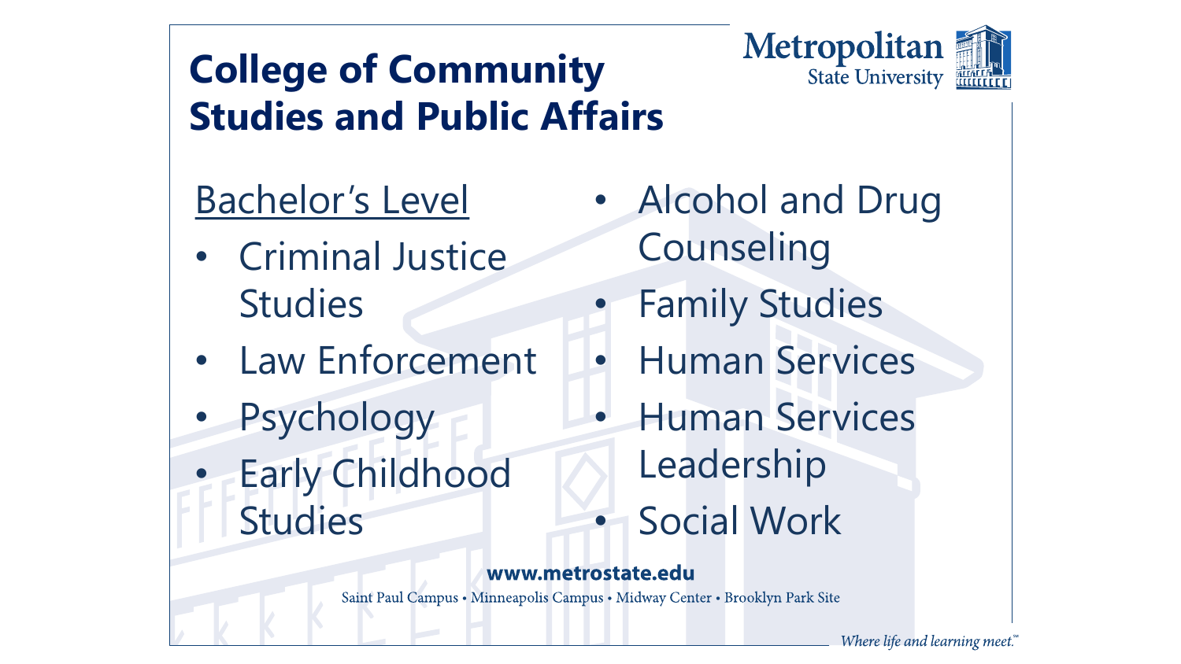# College of Community Studies and Public Affairs

Metropolitan State University

Bachelor's Level

- Criminal Justice Studies
- Law Enforcement
- Psychology
- Early Childhood Studies
- Alcohol and Drug Counseling
- Family Studies
- Human Services
- Human Services Leadership
- Social Work

**www.metrostate.edu**

Saint Paul Campus • Minneapolis Campus • Midway Center • Brooklyn Park Site

*Where life and learning meet.*℠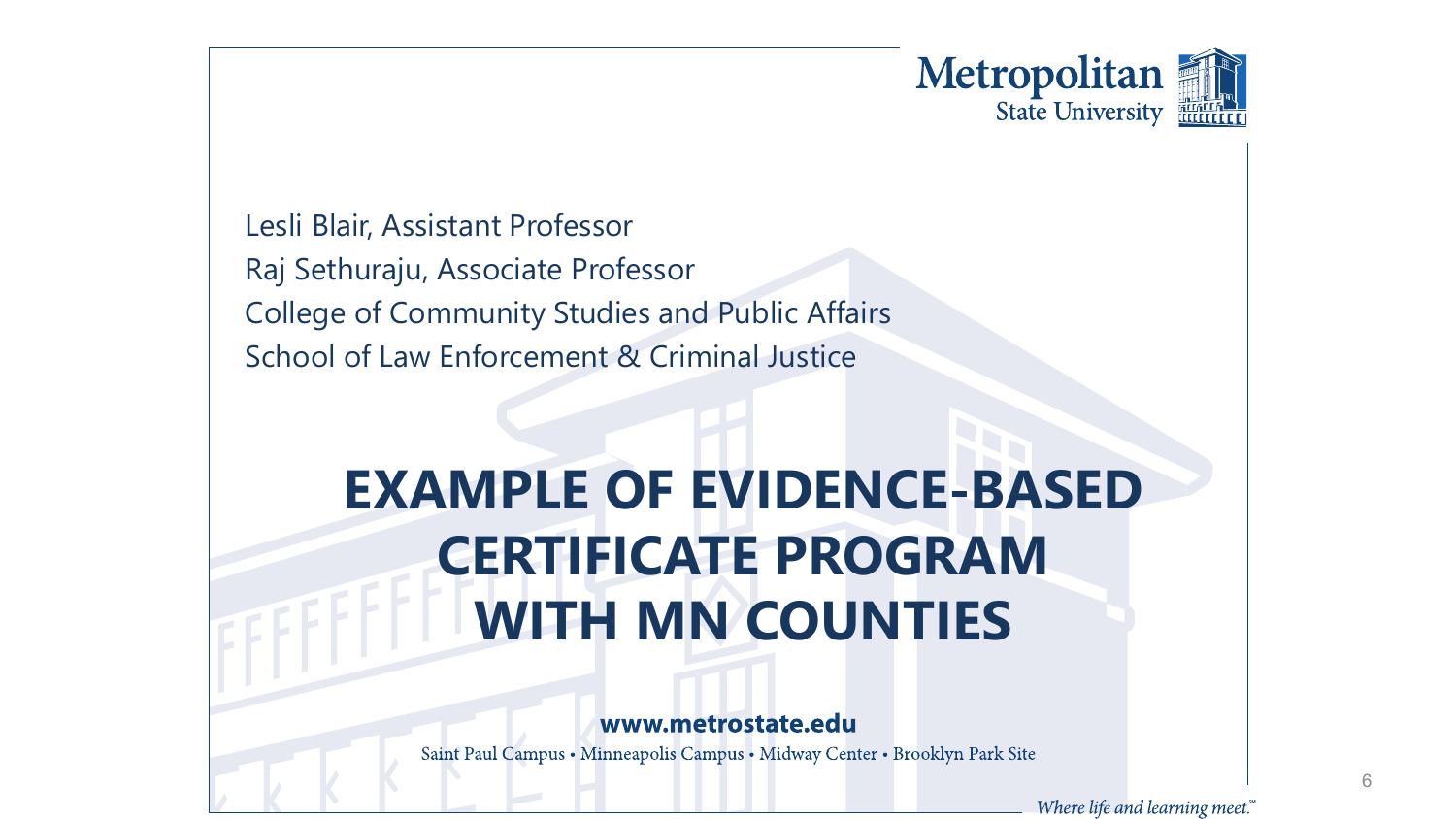Lesli Blair, Assistant Professor

Raj Sethuraju, Associate Professor

College of Community Studies and Public Affairs

School of Law Enforcement & Criminal Justice

# EXAMPLE OF EVIDENCE-BASED CERTIFICATE PROGRAM WITH MN COUNTIES

**www.metrostate.edu**

Saint Paul Campus • Minneapolis Campus • Midway Center • Brooklyn Park Site

*Where life and learning meet.*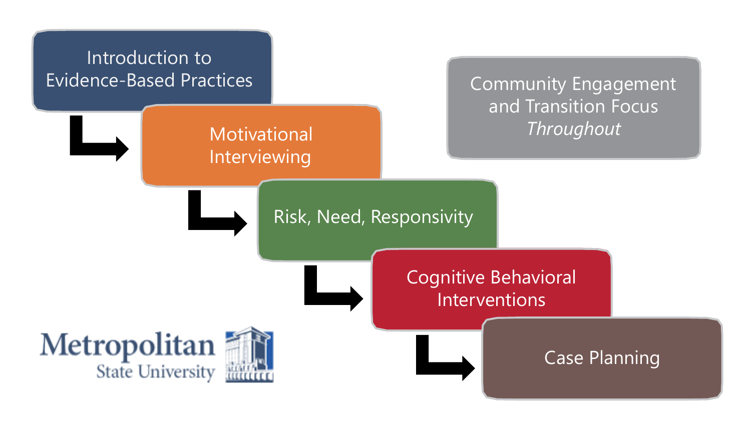Introduction to Evidence-Based Practices

Motivational Interviewing

Risk, Need, Responsivity

Cognitive Behavioral Interventions

Case Planning

Community Engagement and Transition Focus *Throughout*

Metropolitan State University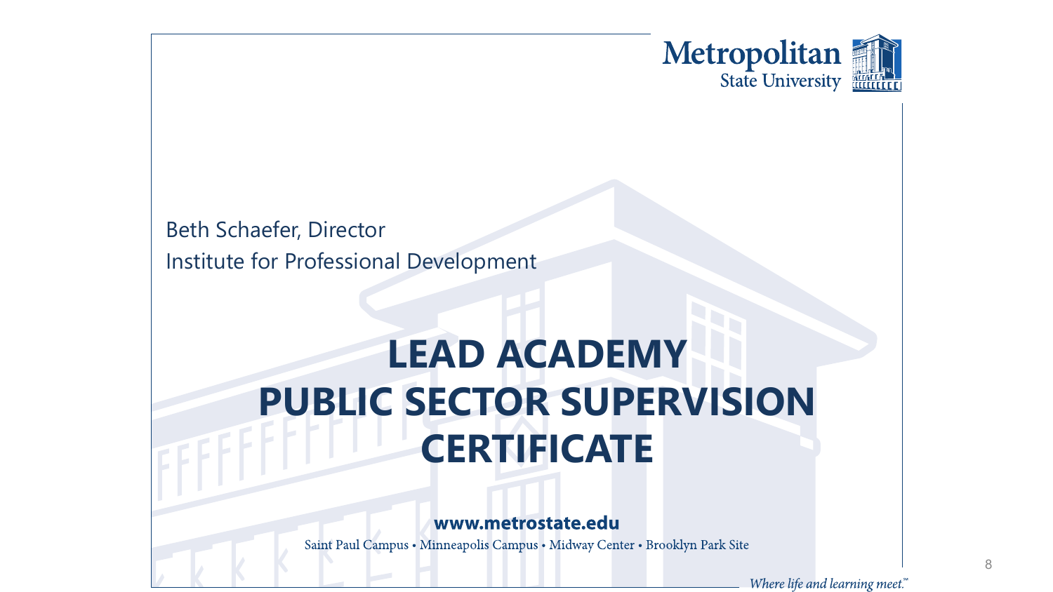Metropolitan State University

Beth Schaefer, Director
Institute for Professional Development

# LEAD ACADEMY PUBLIC SECTOR SUPERVISION CERTIFICATE

**www.metrostate.edu**

Saint Paul Campus • Minneapolis Campus • Midway Center • Brooklyn Park Site

*Where life and learning meet.*℠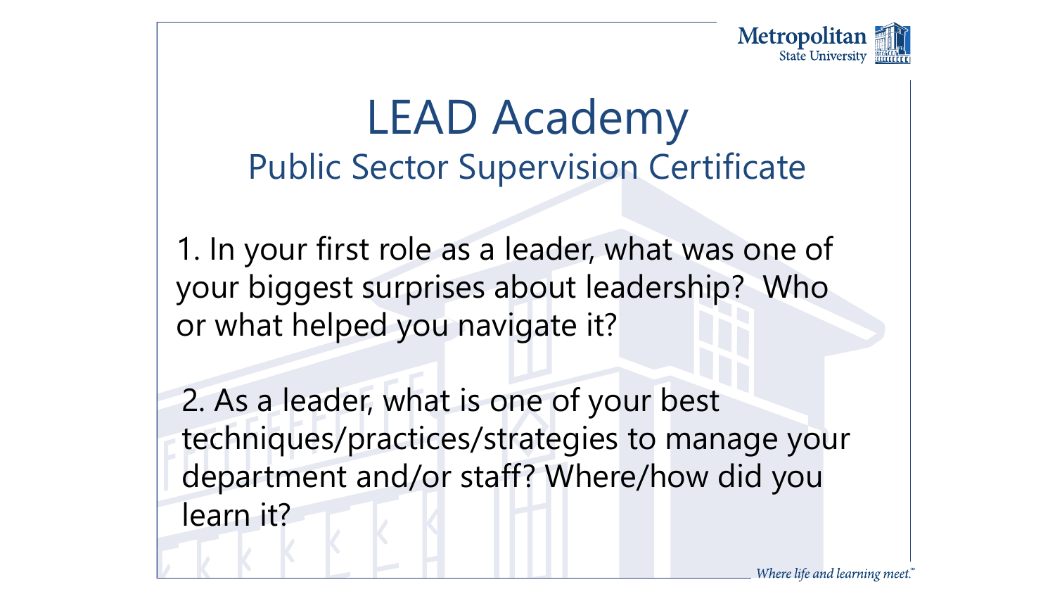# LEAD Academy

## Public Sector Supervision Certificate

1. In your first role as a leader, what was one of your biggest surprises about leadership? Who or what helped you navigate it?

2. As a leader, what is one of your best techniques/practices/strategies to manage your department and/or staff? Where/how did you learn it?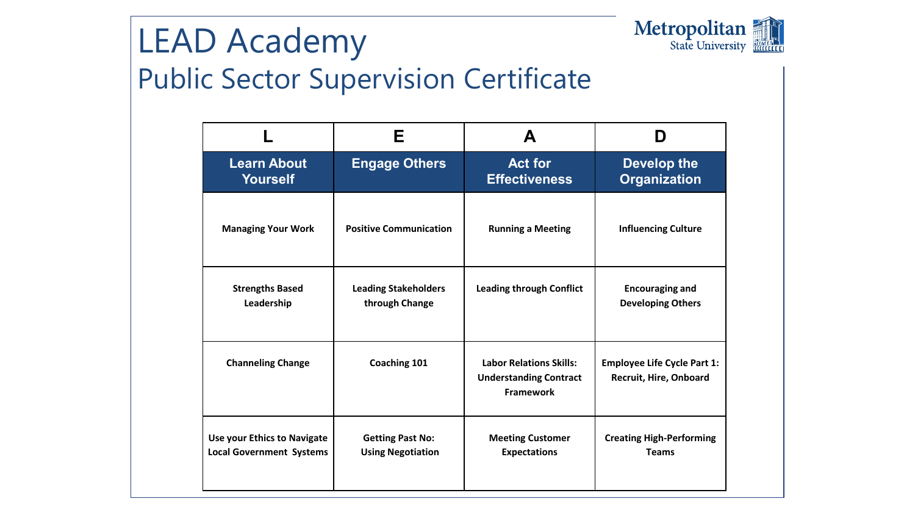# LEAD Academy

## Public Sector Supervision Certificate

Metropolitan State University

| L | E | A | D |
|---|---|---|---|
| **Learn About Yourself** | **Engage Others** | **Act for Effectiveness** | **Develop the Organization** |
| **Managing Your Work** | **Positive Communication** | **Running a Meeting** | **Influencing Culture** |
| **Strengths Based Leadership** | **Leading Stakeholders through Change** | **Leading through Conflict** | **Encouraging and Developing Others** |
| **Channeling Change** | **Coaching 101** | **Labor Relations Skills: Understanding Contract Framework** | **Employee Life Cycle Part 1: Recruit, Hire, Onboard** |
| **Use your Ethics to Navigate Local Government Systems** | **Getting Past No: Using Negotiation** | **Meeting Customer Expectations** | **Creating High-Performing Teams** |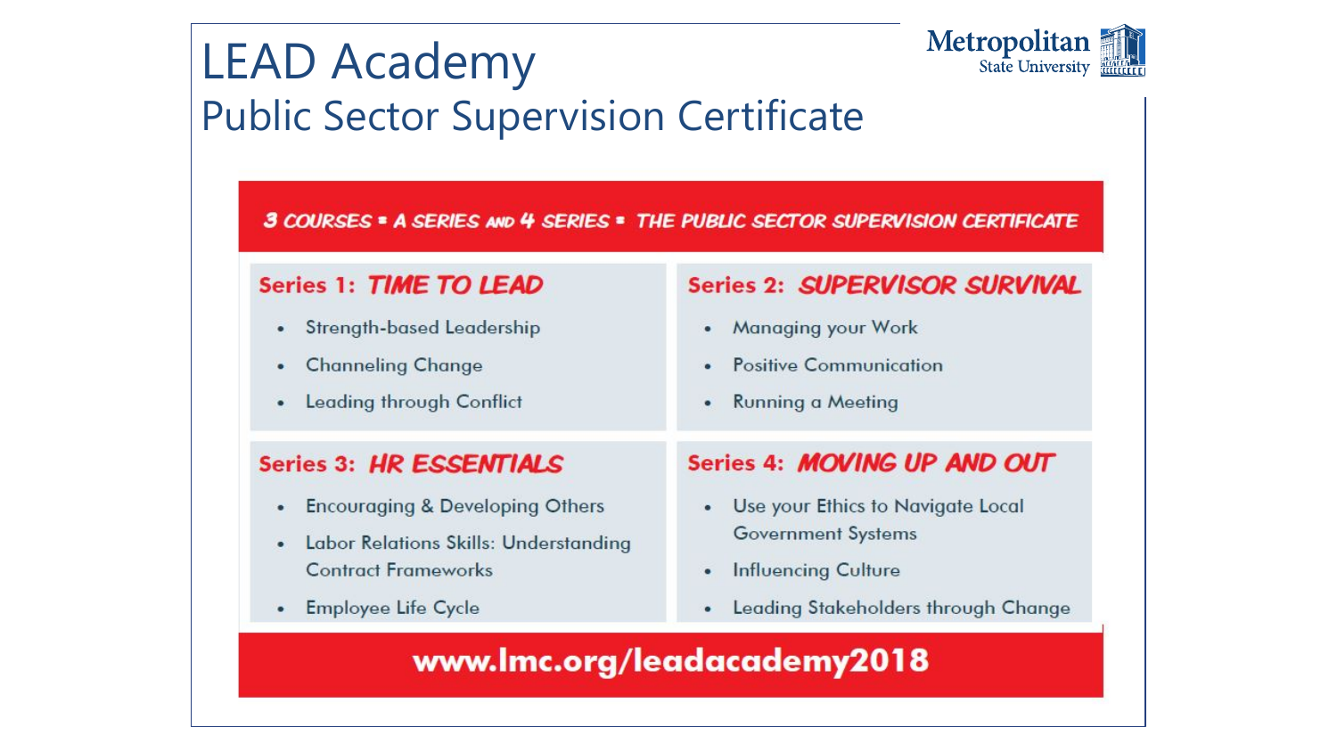# LEAD Academy

## Public Sector Supervision Certificate

Metropolitan State University

**3 COURSES = A SERIES AND 4 SERIES = THE PUBLIC SECTOR SUPERVISION CERTIFICATE**

### Series 1: *TIME TO LEAD*

- Strength-based Leadership
- Channeling Change
- Leading through Conflict

### Series 2: *SUPERVISOR SURVIVAL*

- Managing your Work
- Positive Communication
- Running a Meeting

### Series 3: *HR ESSENTIALS*

- Encouraging & Developing Others
- Labor Relations Skills: Understanding Contract Frameworks
- Employee Life Cycle

### Series 4: *MOVING UP AND OUT*

- Use your Ethics to Navigate Local Government Systems
- Influencing Culture
- Leading Stakeholders through Change

**www.lmc.org/leadacademy2018**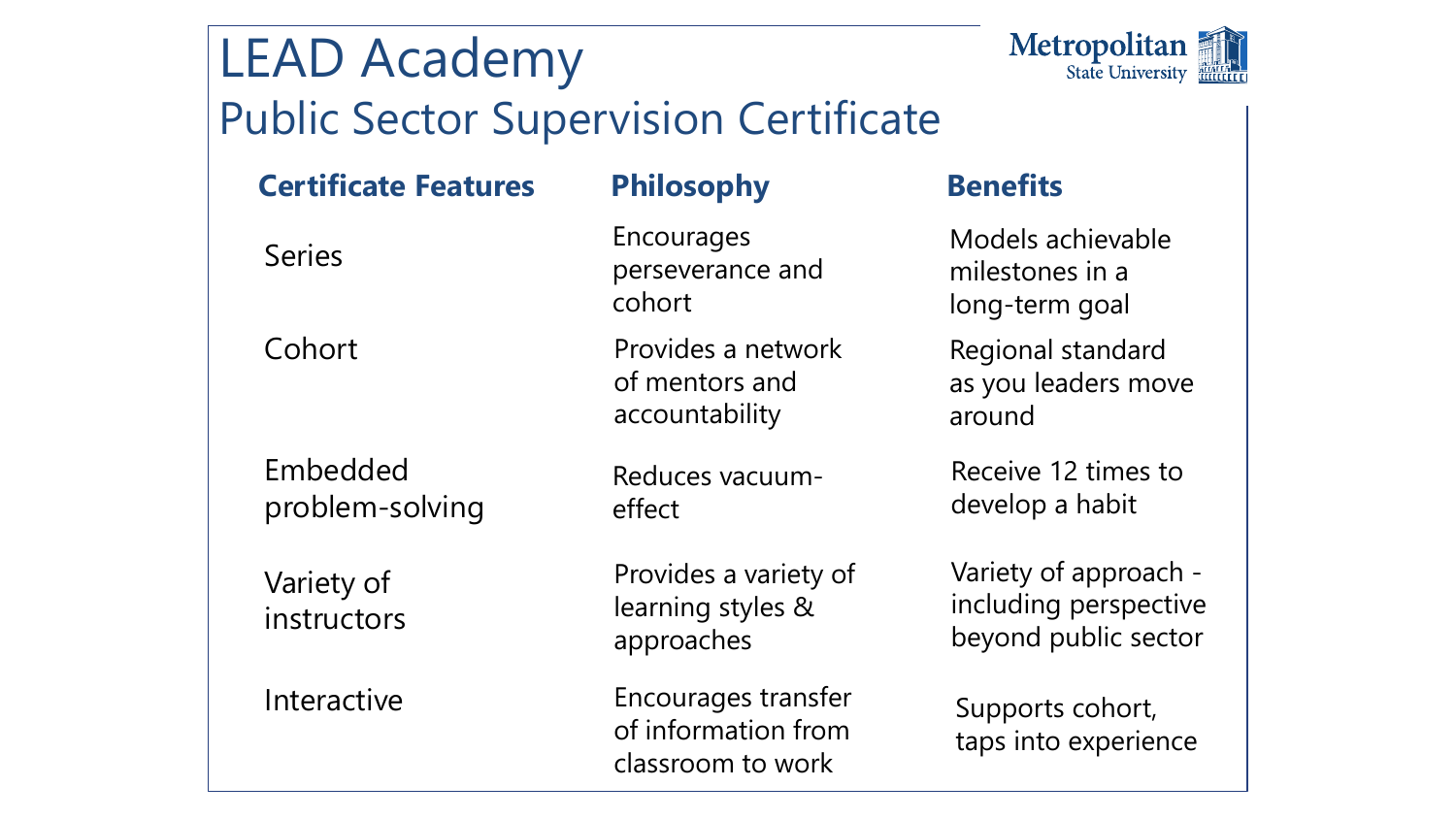# LEAD Academy

## Public Sector Supervision Certificate

Metropolitan State University

| Certificate Features | Philosophy | Benefits |
|---|---|---|
| Series | Encourages perseverance and cohort | Models achievable milestones in a long-term goal |
| Cohort | Provides a network of mentors and accountability | Regional standard as you leaders move around |
| Embedded problem-solving | Reduces vacuum-effect | Receive 12 times to develop a habit |
| Variety of instructors | Provides a variety of learning styles & approaches | Variety of approach - including perspective beyond public sector |
| Interactive | Encourages transfer of information from classroom to work | Supports cohort, taps into experience |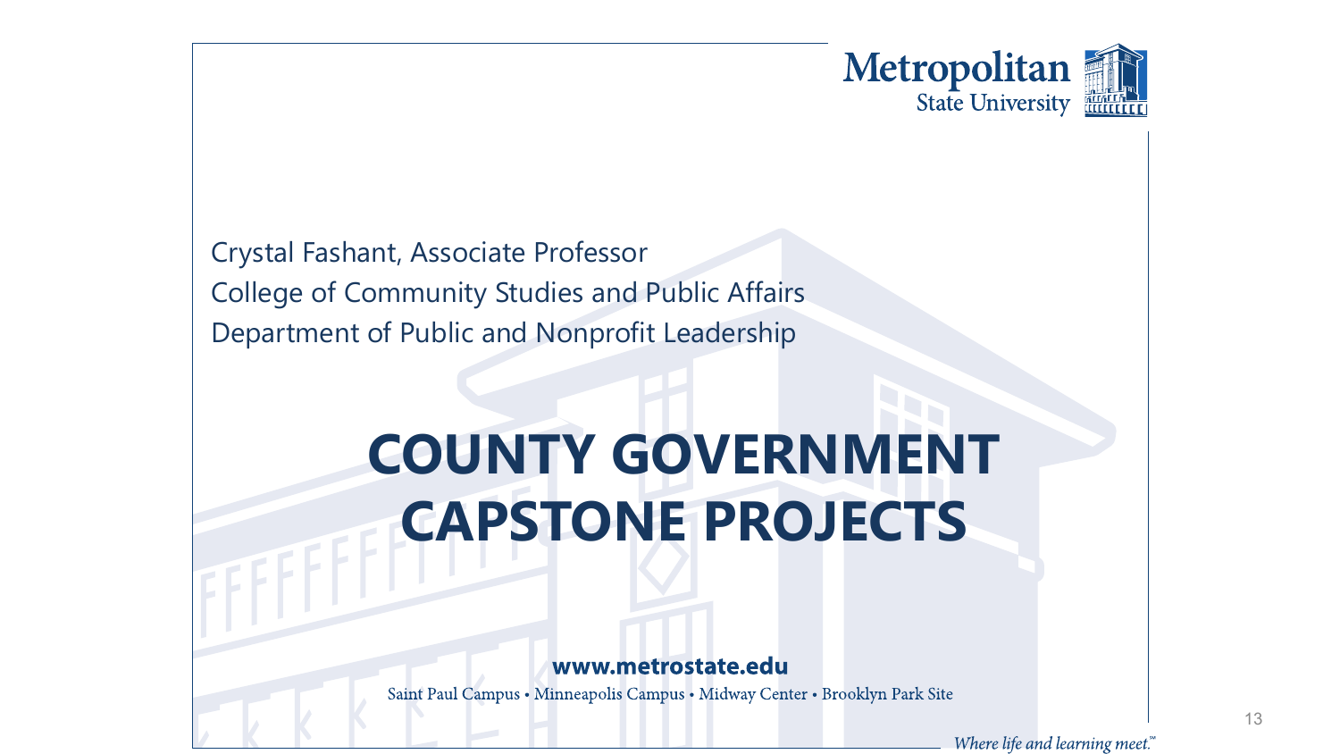Metropolitan State University

Crystal Fashant, Associate Professor
College of Community Studies and Public Affairs
Department of Public and Nonprofit Leadership

# COUNTY GOVERNMENT CAPSTONE PROJECTS

**www.metrostate.edu**

Saint Paul Campus • Minneapolis Campus • Midway Center • Brooklyn Park Site

*Where life and learning meet.*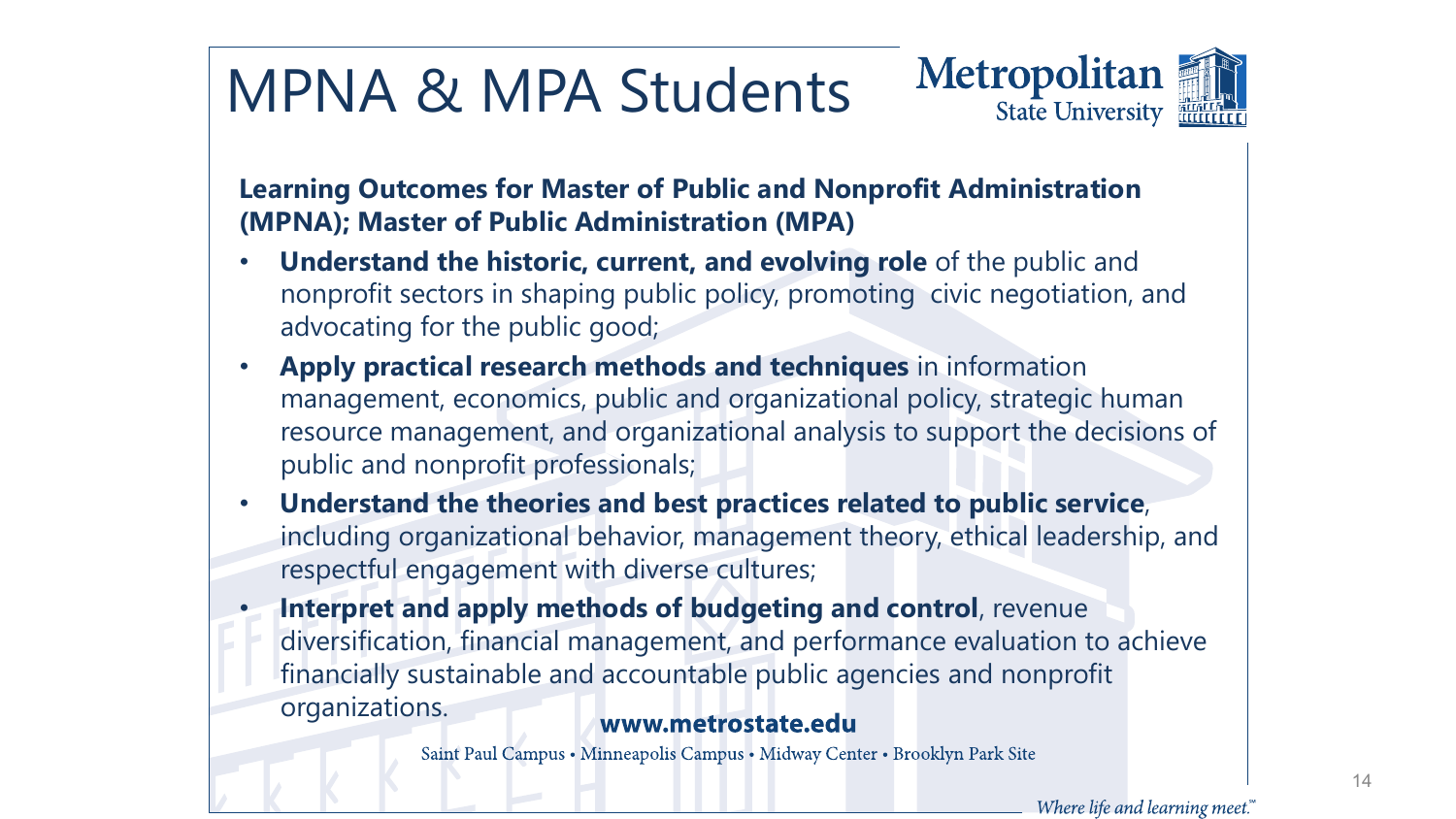# MPNA & MPA Students

**Learning Outcomes for Master of Public and Nonprofit Administration (MPNA); Master of Public Administration (MPA)**

- **Understand the historic, current, and evolving role** of the public and nonprofit sectors in shaping public policy, promoting civic negotiation, and advocating for the public good;
- **Apply practical research methods and techniques** in information management, economics, public and organizational policy, strategic human resource management, and organizational analysis to support the decisions of public and nonprofit professionals;
- **Understand the theories and best practices related to public service**, including organizational behavior, management theory, ethical leadership, and respectful engagement with diverse cultures;
- **Interpret and apply methods of budgeting and control**, revenue diversification, financial management, and performance evaluation to achieve financially sustainable and accountable public agencies and nonprofit organizations.

**www.metrostate.edu**

Saint Paul Campus • Minneapolis Campus • Midway Center • Brooklyn Park Site

*Where life and learning meet.*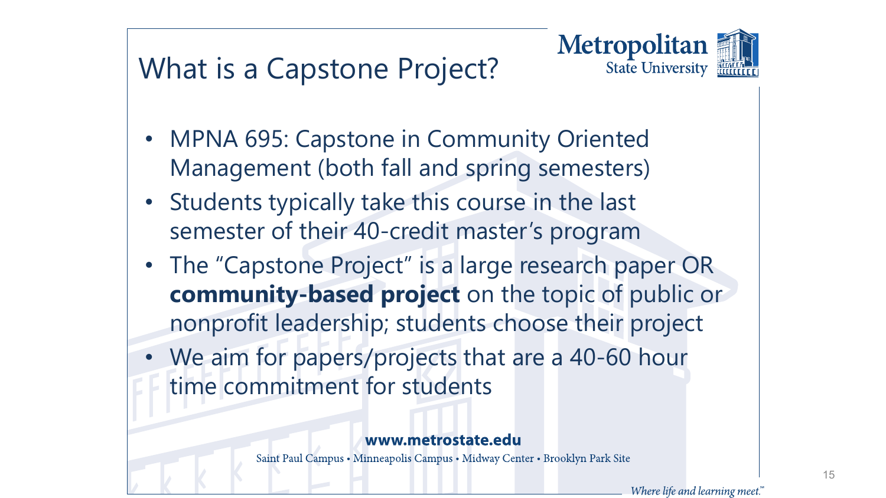# What is a Capstone Project?

- MPNA 695: Capstone in Community Oriented Management (both fall and spring semesters)
- Students typically take this course in the last semester of their 40-credit master's program
- The "Capstone Project" is a large research paper OR **community-based project** on the topic of public or nonprofit leadership; students choose their project
- We aim for papers/projects that are a 40-60 hour time commitment for students

**www.metrostate.edu**

Saint Paul Campus • Minneapolis Campus • Midway Center • Brooklyn Park Site

*Where life and learning meet.*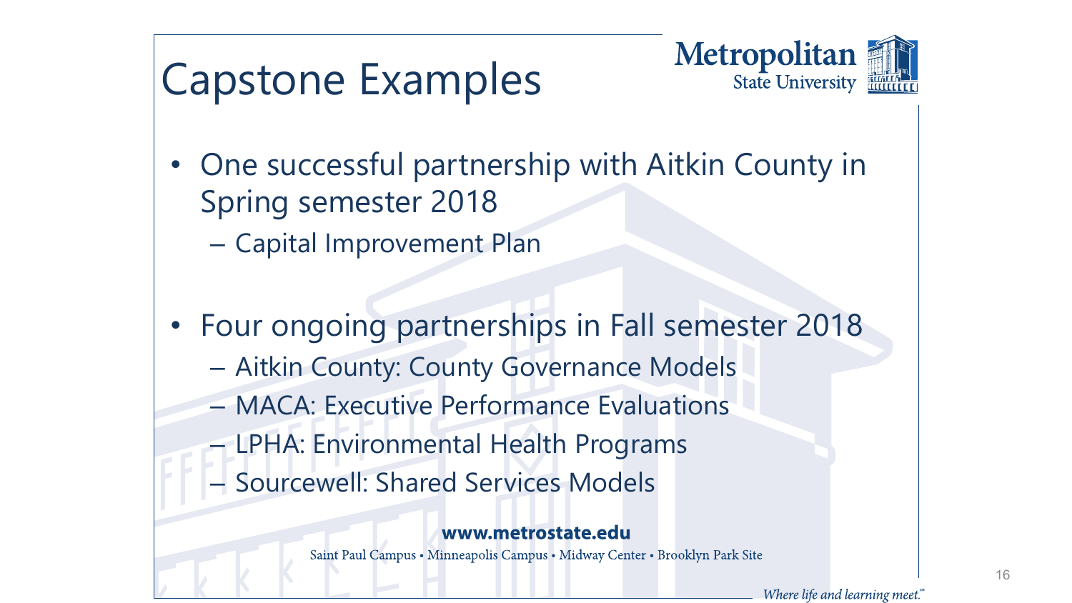# Capstone Examples

- One successful partnership with Aitkin County in Spring semester 2018
  - Capital Improvement Plan

- Four ongoing partnerships in Fall semester 2018
  - Aitkin County: County Governance Models
  - MACA: Executive Performance Evaluations
  - LPHA: Environmental Health Programs
  - Sourcewell: Shared Services Models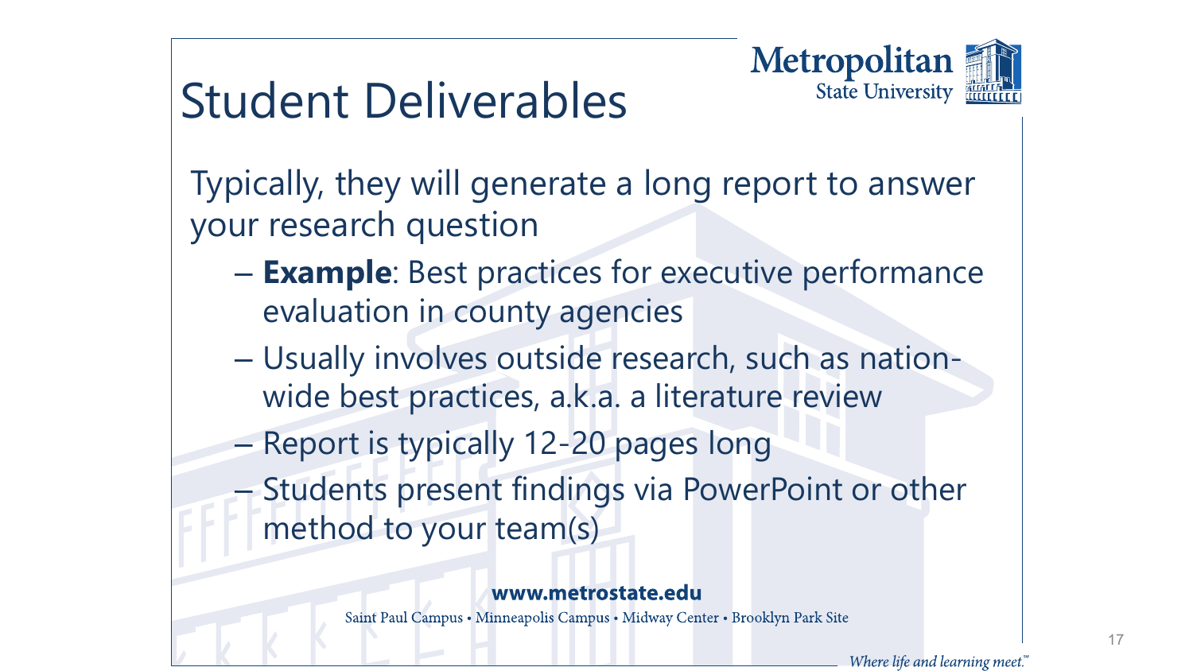# Student Deliverables

Typically, they will generate a long report to answer your research question

- **Example**: Best practices for executive performance evaluation in county agencies
- Usually involves outside research, such as nation-wide best practices, a.k.a. a literature review
- Report is typically 12-20 pages long
- Students present findings via PowerPoint or other method to your team(s)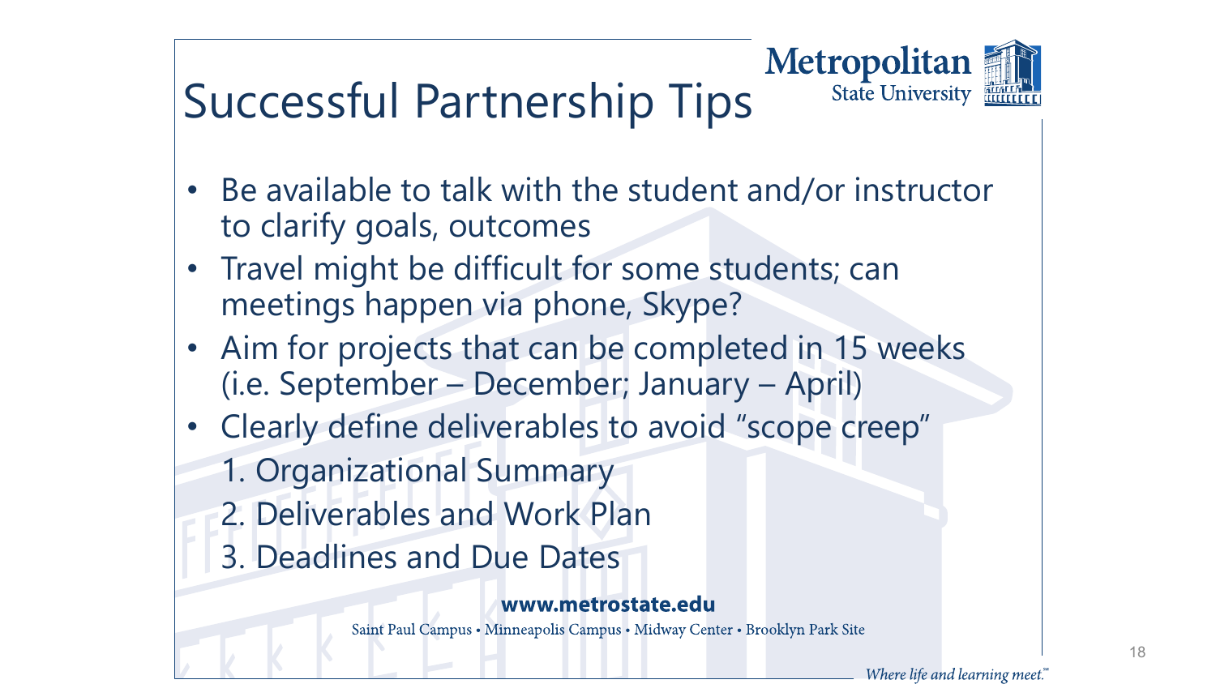# Successful Partnership Tips

- Be available to talk with the student and/or instructor to clarify goals, outcomes
- Travel might be difficult for some students; can meetings happen via phone, Skype?
- Aim for projects that can be completed in 15 weeks (i.e. September – December; January – April)
- Clearly define deliverables to avoid "scope creep"
  1. Organizational Summary
  2. Deliverables and Work Plan
  3. Deadlines and Due Dates

**www.metrostate.edu**

Saint Paul Campus • Minneapolis Campus • Midway Center • Brooklyn Park Site

*Where life and learning meet.*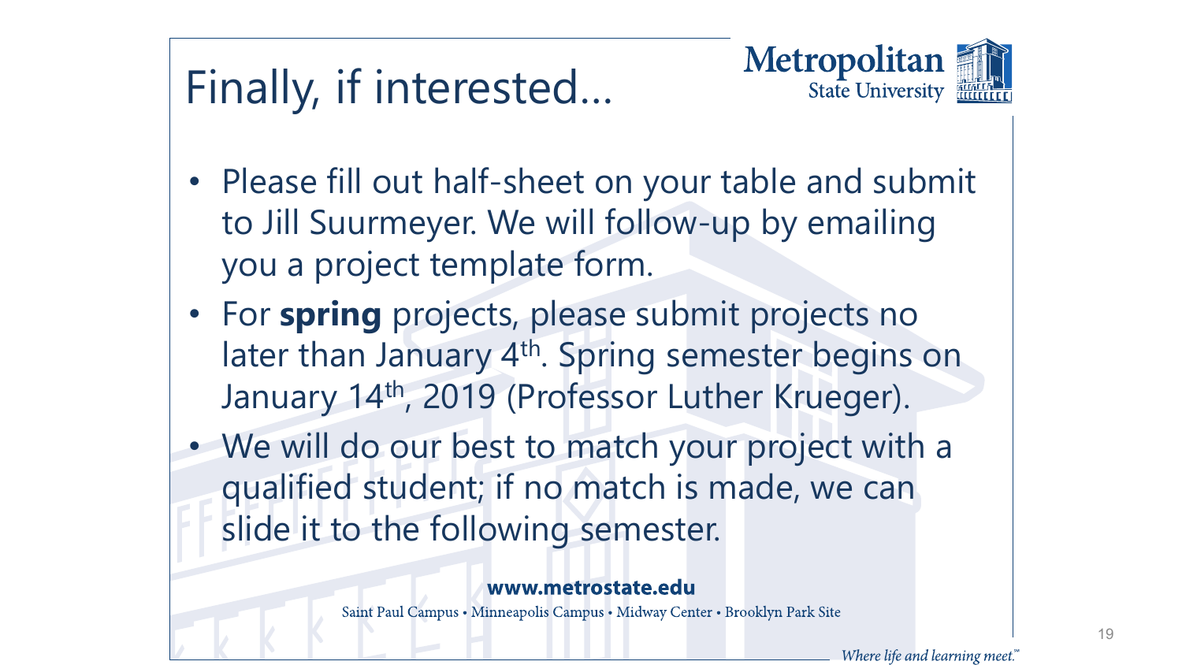# Finally, if interested…

- Please fill out half-sheet on your table and submit to Jill Suurmeyer. We will follow-up by emailing you a project template form.
- For **spring** projects, please submit projects no later than January 4th. Spring semester begins on January 14th, 2019 (Professor Luther Krueger).
- We will do our best to match your project with a qualified student; if no match is made, we can slide it to the following semester.

**www.metrostate.edu**

Saint Paul Campus • Minneapolis Campus • Midway Center • Brooklyn Park Site

*Where life and learning meet.℠*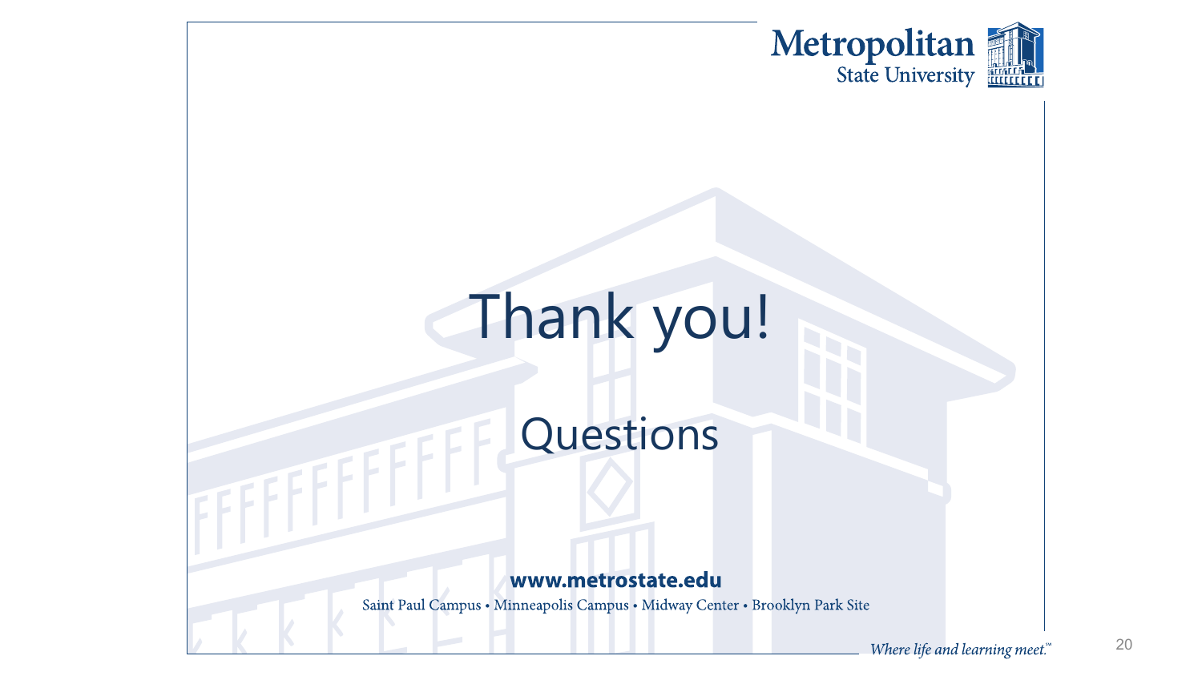Metropolitan State University

# Thank you!

## Questions

**www.metrostate.edu**

Saint Paul Campus • Minneapolis Campus • Midway Center • Brooklyn Park Site

*Where life and learning meet.℠*